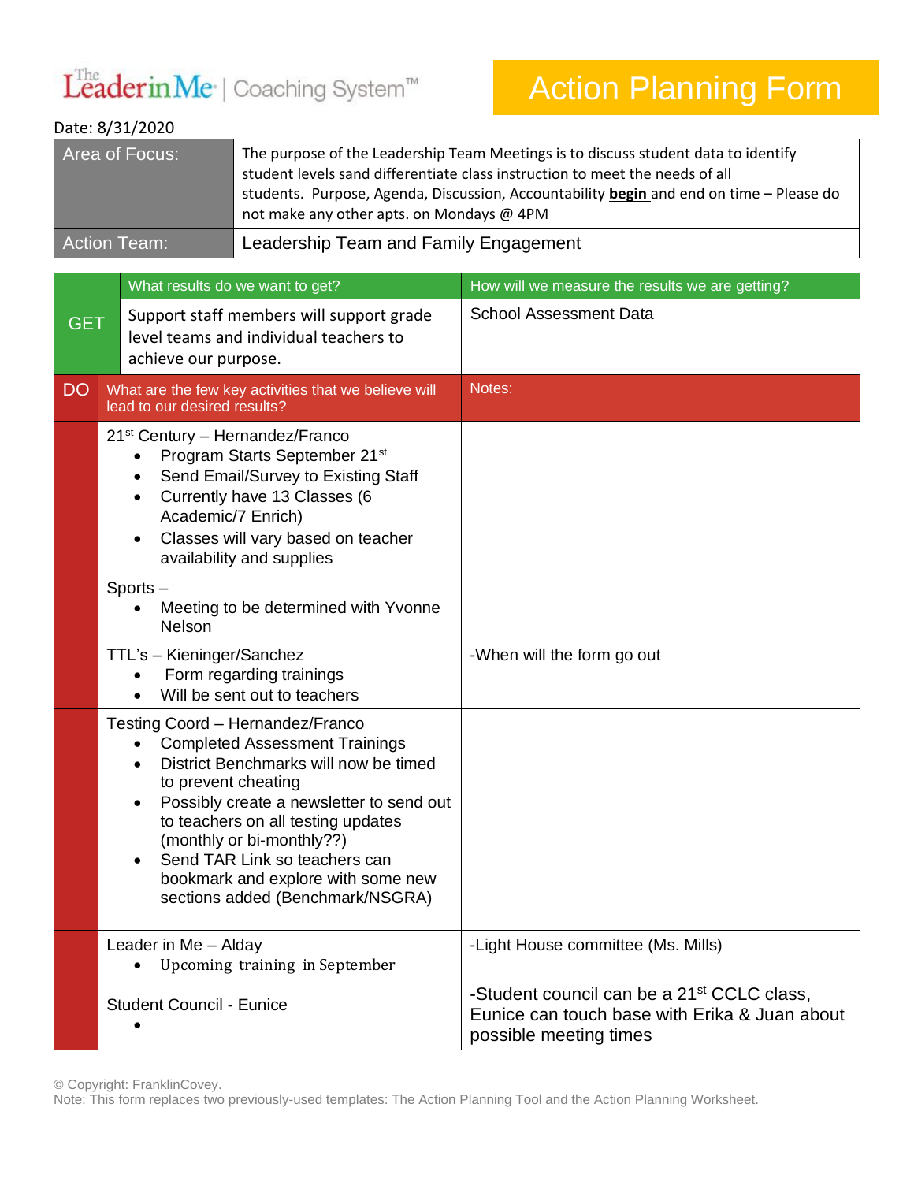The Leader in Me | Coaching System™

# Action Planning Form

Date: 8/31/2020

| | |
|---|---|
| Area of Focus: | The purpose of the Leadership Team Meetings is to discuss student data to identify student levels sand differentiate class instruction to meet the needs of all students. Purpose, Agenda, Discussion, Accountability **begin** and end on time – Please do not make any other apts. on Mondays @ 4PM |
| Action Team: | Leadership Team and Family Engagement |

| | What results do we want to get? | How will we measure the results we are getting? |
|---|---|---|
| GET | Support staff members will support grade level teams and individual teachers to achieve our purpose. | School Assessment Data |
| DO | What are the few key activities that we believe will lead to our desired results? | Notes: |
| | 21st Century – Hernandez/Franco<br>• Program Starts September 21st<br>• Send Email/Survey to Existing Staff<br>• Currently have 13 Classes (6 Academic/7 Enrich)<br>• Classes will vary based on teacher availability and supplies | |
| | Sports –<br>• Meeting to be determined with Yvonne Nelson | |
| | TTL's – Kieninger/Sanchez<br>• Form regarding trainings<br>• Will be sent out to teachers | -When will the form go out |
| | Testing Coord – Hernandez/Franco<br>• Completed Assessment Trainings<br>• District Benchmarks will now be timed to prevent cheating<br>• Possibly create a newsletter to send out to teachers on all testing updates (monthly or bi-monthly??)<br>• Send TAR Link so teachers can bookmark and explore with some new sections added (Benchmark/NSGRA) | |
| | Leader in Me – Alday<br>• Upcoming training in September | -Light House committee (Ms. Mills) |
| | Student Council - Eunice<br>• | -Student council can be a 21st CCLC class, Eunice can touch base with Erika & Juan about possible meeting times |

© Copyright: FranklinCovey.
Note: This form replaces two previously-used templates: The Action Planning Tool and the Action Planning Worksheet.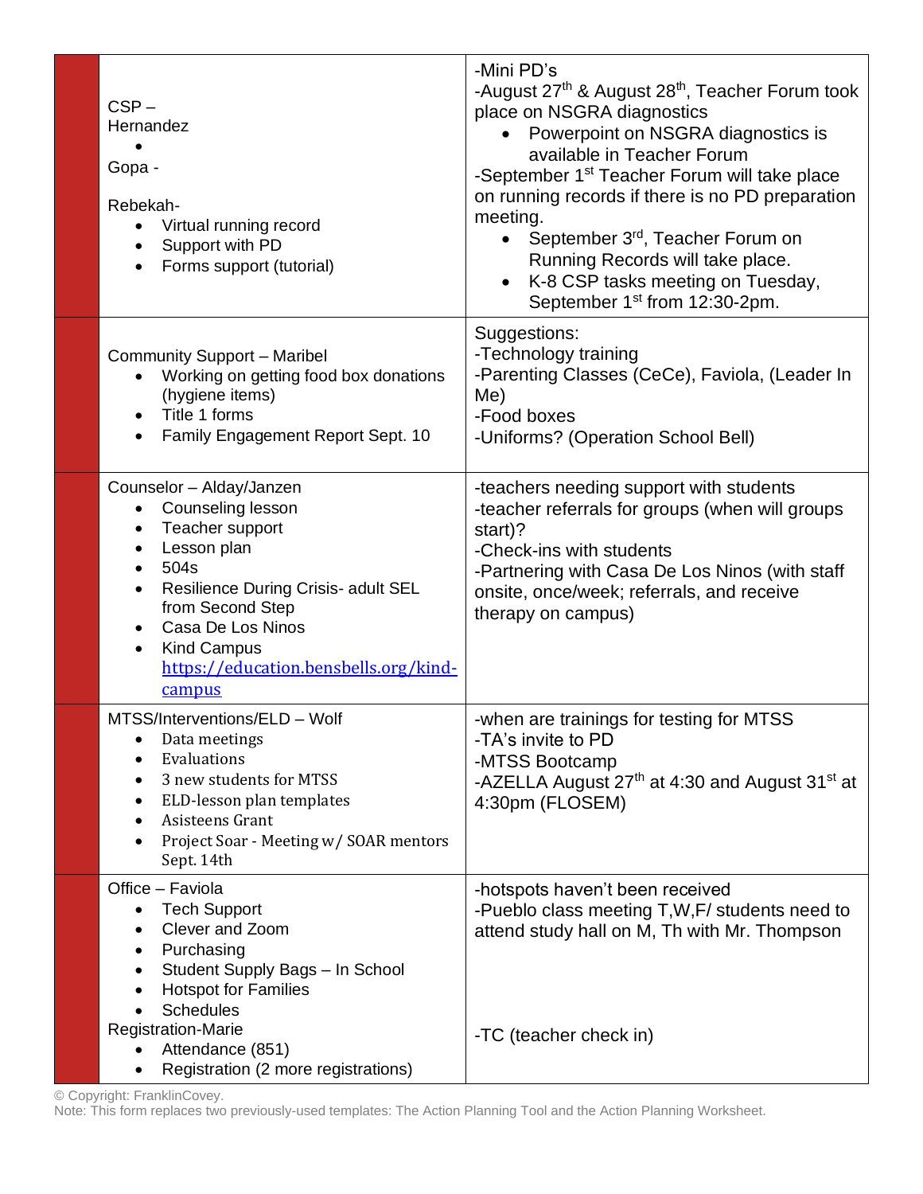| | | |
|---|---|---|
| | CSP – Hernandez <br> • <br> Gopa - <br><br> Rebekah- <br> • Virtual running record <br> • Support with PD <br> • Forms support (tutorial) | -Mini PD's <br> -August 27th & August 28th, Teacher Forum took place on NSGRA diagnostics <br> • Powerpoint on NSGRA diagnostics is available in Teacher Forum <br> -September 1st Teacher Forum will take place on running records if there is no PD preparation meeting. <br> • September 3rd, Teacher Forum on Running Records will take place. <br> • K-8 CSP tasks meeting on Tuesday, September 1st from 12:30-2pm. |
| | Community Support – Maribel <br> • Working on getting food box donations (hygiene items) <br> • Title 1 forms <br> • Family Engagement Report Sept. 10 | Suggestions: <br> -Technology training <br> -Parenting Classes (CeCe), Faviola, (Leader In Me) <br> -Food boxes <br> -Uniforms? (Operation School Bell) |
| | Counselor – Alday/Janzen <br> • Counseling lesson <br> • Teacher support <br> • Lesson plan <br> • 504s <br> • Resilience During Crisis- adult SEL from Second Step <br> • Casa De Los Ninos <br> • Kind Campus https://education.bensbells.org/kind-campus | -teachers needing support with students <br> -teacher referrals for groups (when will groups start)? <br> -Check-ins with students <br> -Partnering with Casa De Los Ninos (with staff onsite, once/week; referrals, and receive therapy on campus) |
| | MTSS/Interventions/ELD – Wolf <br> • Data meetings <br> • Evaluations <br> • 3 new students for MTSS <br> • ELD-lesson plan templates <br> • Asisteens Grant <br> • Project Soar - Meeting w/ SOAR mentors Sept. 14th | -when are trainings for testing for MTSS <br> -TA's invite to PD <br> -MTSS Bootcamp <br> -AZELLA August 27th at 4:30 and August 31st at 4:30pm (FLOSEM) |
| | Office – Faviola <br> • Tech Support <br> • Clever and Zoom <br> • Purchasing <br> • Student Supply Bags – In School <br> • Hotspot for Families <br> • Schedules <br> Registration-Marie <br> • Attendance (851) <br> • Registration (2 more registrations) | -hotspots haven't been received <br> -Pueblo class meeting T,W,F/ students need to attend study hall on M, Th with Mr. Thompson <br><br><br><br> -TC (teacher check in) |

© Copyright: FranklinCovey.
Note: This form replaces two previously-used templates: The Action Planning Tool and the Action Planning Worksheet.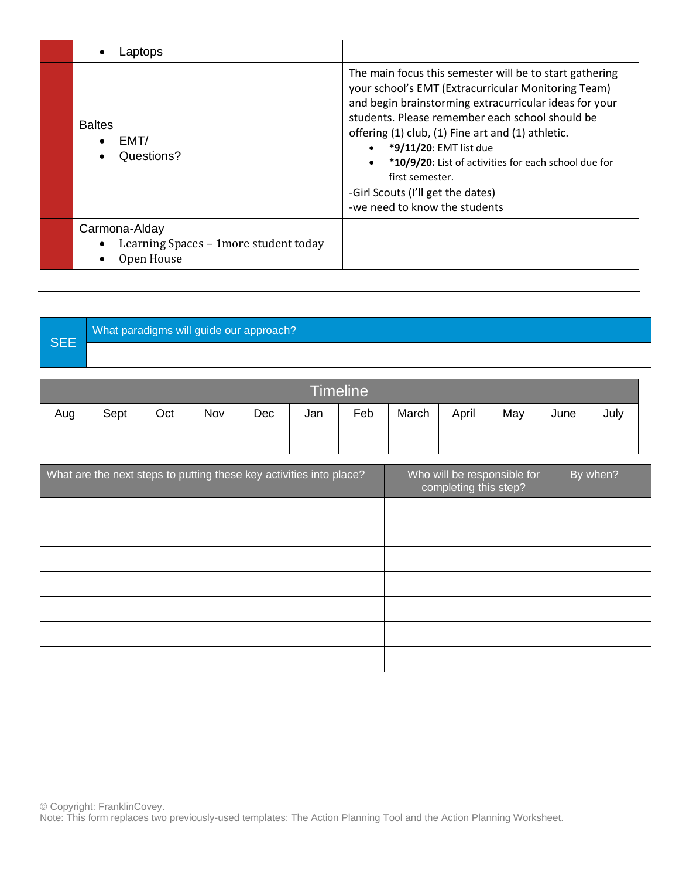| | | |
|---|---|---|
| | • Laptops | |
| | Baltes<br>• EMT/<br>• Questions? | The main focus this semester will be to start gathering your school's EMT (Extracurricular Monitoring Team) and begin brainstorming extracurricular ideas for your students. Please remember each school should be offering (1) club, (1) Fine art and (1) athletic.<br>• ***9/11/20**: EMT list due<br>• ***10/9/20:** List of activities for each school due for first semester.<br>-Girl Scouts (I'll get the dates)<br>-we need to know the students |
| | Carmona-Alday<br>• Learning Spaces – 1more student today<br>• Open House | |

---

| SEE | What paradigms will guide our approach? |
|---|---|
| | |

| Timeline | | | | | | | | | | | |
|---|---|---|---|---|---|---|---|---|---|---|---|
| Aug | Sept | Oct | Nov | Dec | Jan | Feb | March | April | May | June | July |
| | | | | | | | | | | | |

| What are the next steps to putting these key activities into place? | Who will be responsible for completing this step? | By when? |
|---|---|---|
| | | |
| | | |
| | | |
| | | |
| | | |
| | | |
| | | |

© Copyright: FranklinCovey.
Note: This form replaces two previously-used templates: The Action Planning Tool and the Action Planning Worksheet.